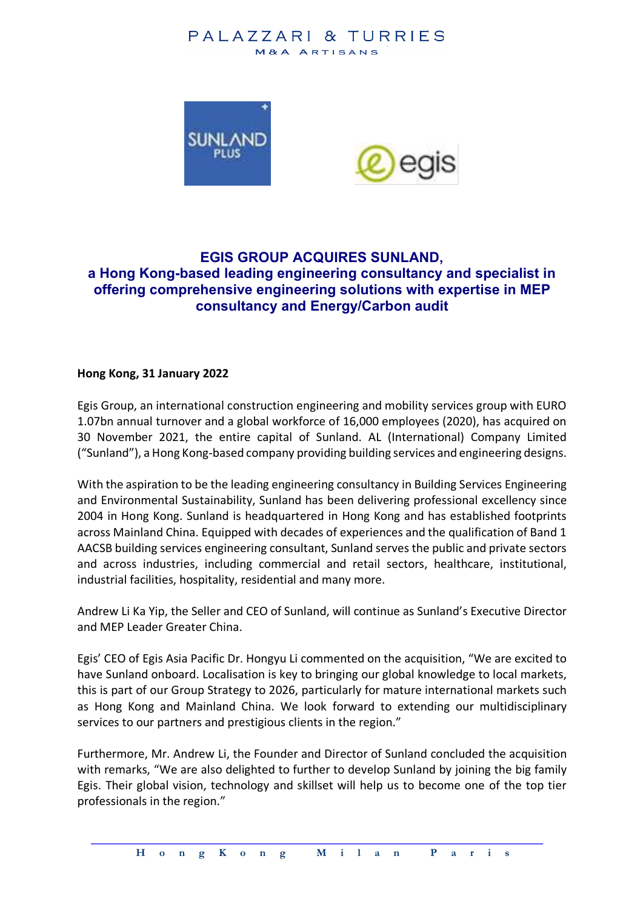# EGIS GROUP ACQUIRES SUNLAND,
## a Hong Kong-based leading engineering consultancy and specialist in offering comprehensive engineering solutions with expertise in MEP consultancy and Energy/Carbon audit

**Hong Kong, 31 January 2022**

Egis Group, an international construction engineering and mobility services group with EURO 1.07bn annual turnover and a global workforce of 16,000 employees (2020), has acquired on 30 November 2021, the entire capital of Sunland. AL (International) Company Limited ("Sunland"), a Hong Kong-based company providing building services and engineering designs.

With the aspiration to be the leading engineering consultancy in Building Services Engineering and Environmental Sustainability, Sunland has been delivering professional excellency since 2004 in Hong Kong. Sunland is headquartered in Hong Kong and has established footprints across Mainland China. Equipped with decades of experiences and the qualification of Band 1 AACSB building services engineering consultant, Sunland serves the public and private sectors and across industries, including commercial and retail sectors, healthcare, institutional, industrial facilities, hospitality, residential and many more.

Andrew Li Ka Yip, the Seller and CEO of Sunland, will continue as Sunland's Executive Director and MEP Leader Greater China.

Egis' CEO of Egis Asia Pacific Dr. Hongyu Li commented on the acquisition, "We are excited to have Sunland onboard. Localisation is key to bringing our global knowledge to local markets, this is part of our Group Strategy to 2026, particularly for mature international markets such as Hong Kong and Mainland China. We look forward to extending our multidisciplinary services to our partners and prestigious clients in the region."

Furthermore, Mr. Andrew Li, the Founder and Director of Sunland concluded the acquisition with remarks, "We are also delighted to further to develop Sunland by joining the big family Egis. Their global vision, technology and skillset will help us to become one of the top tier professionals in the region."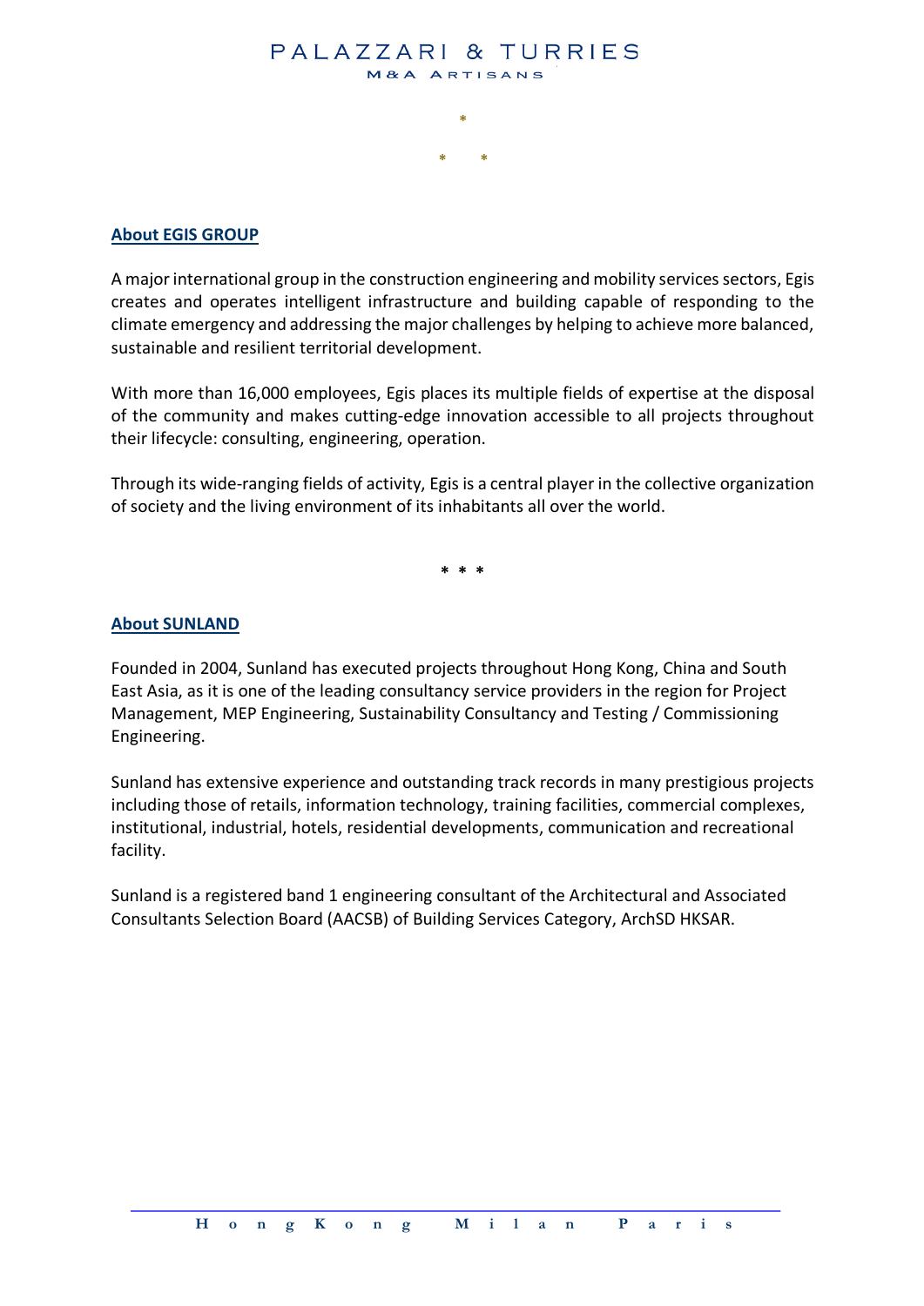## About EGIS GROUP

A major international group in the construction engineering and mobility services sectors, Egis creates and operates intelligent infrastructure and building capable of responding to the climate emergency and addressing the major challenges by helping to achieve more balanced, sustainable and resilient territorial development.

With more than 16,000 employees, Egis places its multiple fields of expertise at the disposal of the community and makes cutting-edge innovation accessible to all projects throughout their lifecycle: consulting, engineering, operation.

Through its wide-ranging fields of activity, Egis is a central player in the collective organization of society and the living environment of its inhabitants all over the world.

* * *

## About SUNLAND

Founded in 2004, Sunland has executed projects throughout Hong Kong, China and South East Asia, as it is one of the leading consultancy service providers in the region for Project Management, MEP Engineering, Sustainability Consultancy and Testing / Commissioning Engineering.

Sunland has extensive experience and outstanding track records in many prestigious projects including those of retails, information technology, training facilities, commercial complexes, institutional, industrial, hotels, residential developments, communication and recreational facility.

Sunland is a registered band 1 engineering consultant of the Architectural and Associated Consultants Selection Board (AACSB) of Building Services Category, ArchSD HKSAR.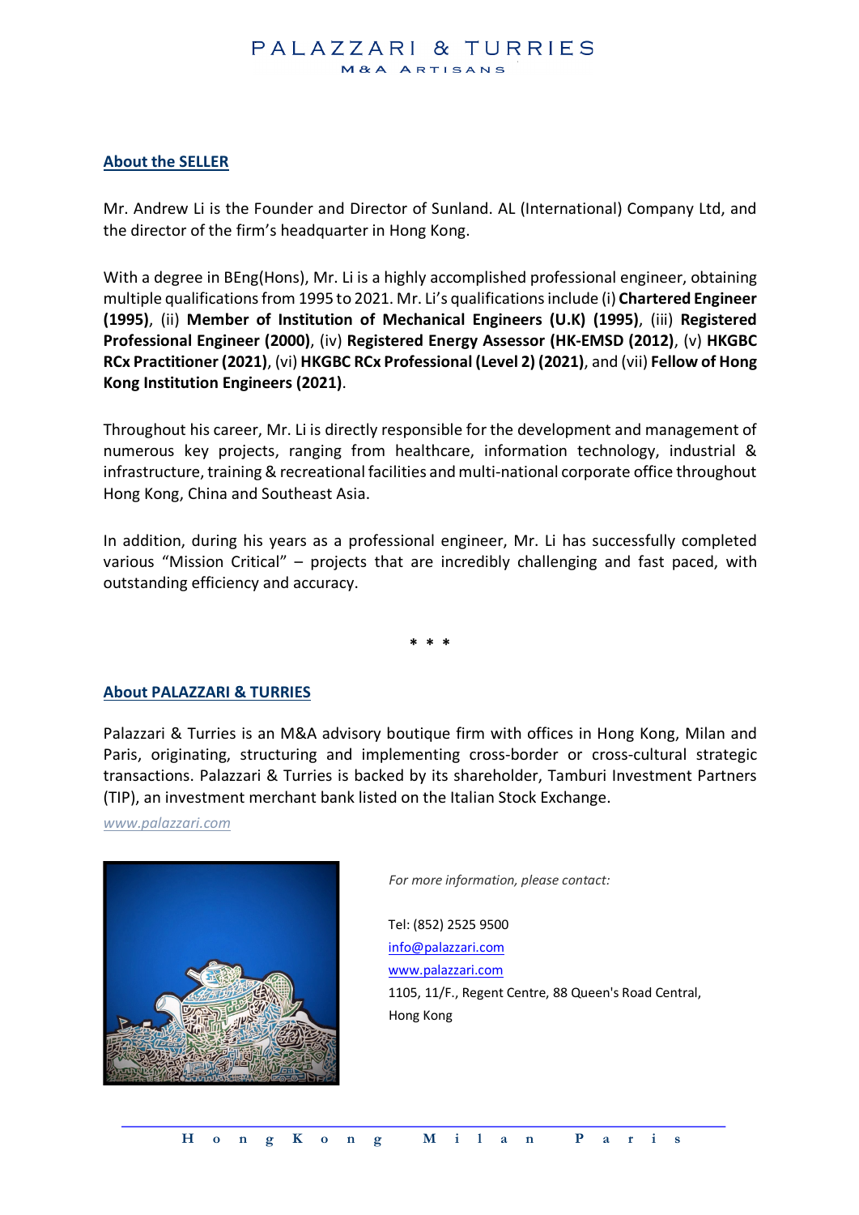## About the SELLER

Mr. Andrew Li is the Founder and Director of Sunland. AL (International) Company Ltd, and the director of the firm's headquarter in Hong Kong.

With a degree in BEng(Hons), Mr. Li is a highly accomplished professional engineer, obtaining multiple qualifications from 1995 to 2021. Mr. Li's qualifications include (i) **Chartered Engineer (1995)**, (ii) **Member of Institution of Mechanical Engineers (U.K) (1995)**, (iii) **Registered Professional Engineer (2000)**, (iv) **Registered Energy Assessor (HK-EMSD (2012)**, (v) **HKGBC RCx Practitioner (2021)**, (vi) **HKGBC RCx Professional (Level 2) (2021)**, and (vii) **Fellow of Hong Kong Institution Engineers (2021)**.

Throughout his career, Mr. Li is directly responsible for the development and management of numerous key projects, ranging from healthcare, information technology, industrial & infrastructure, training & recreational facilities and multi-national corporate office throughout Hong Kong, China and Southeast Asia.

In addition, during his years as a professional engineer, Mr. Li has successfully completed various "Mission Critical" – projects that are incredibly challenging and fast paced, with outstanding efficiency and accuracy.

\* \* \*

## About PALAZZARI & TURRIES

Palazzari & Turries is an M&A advisory boutique firm with offices in Hong Kong, Milan and Paris, originating, structuring and implementing cross-border or cross-cultural strategic transactions. Palazzari & Turries is backed by its shareholder, Tamburi Investment Partners (TIP), an investment merchant bank listed on the Italian Stock Exchange.

*www.palazzari.com*

*For more information, please contact:*

Tel: (852) 2525 9500
info@palazzari.com
www.palazzari.com
1105, 11/F., Regent Centre, 88 Queen's Road Central, Hong Kong